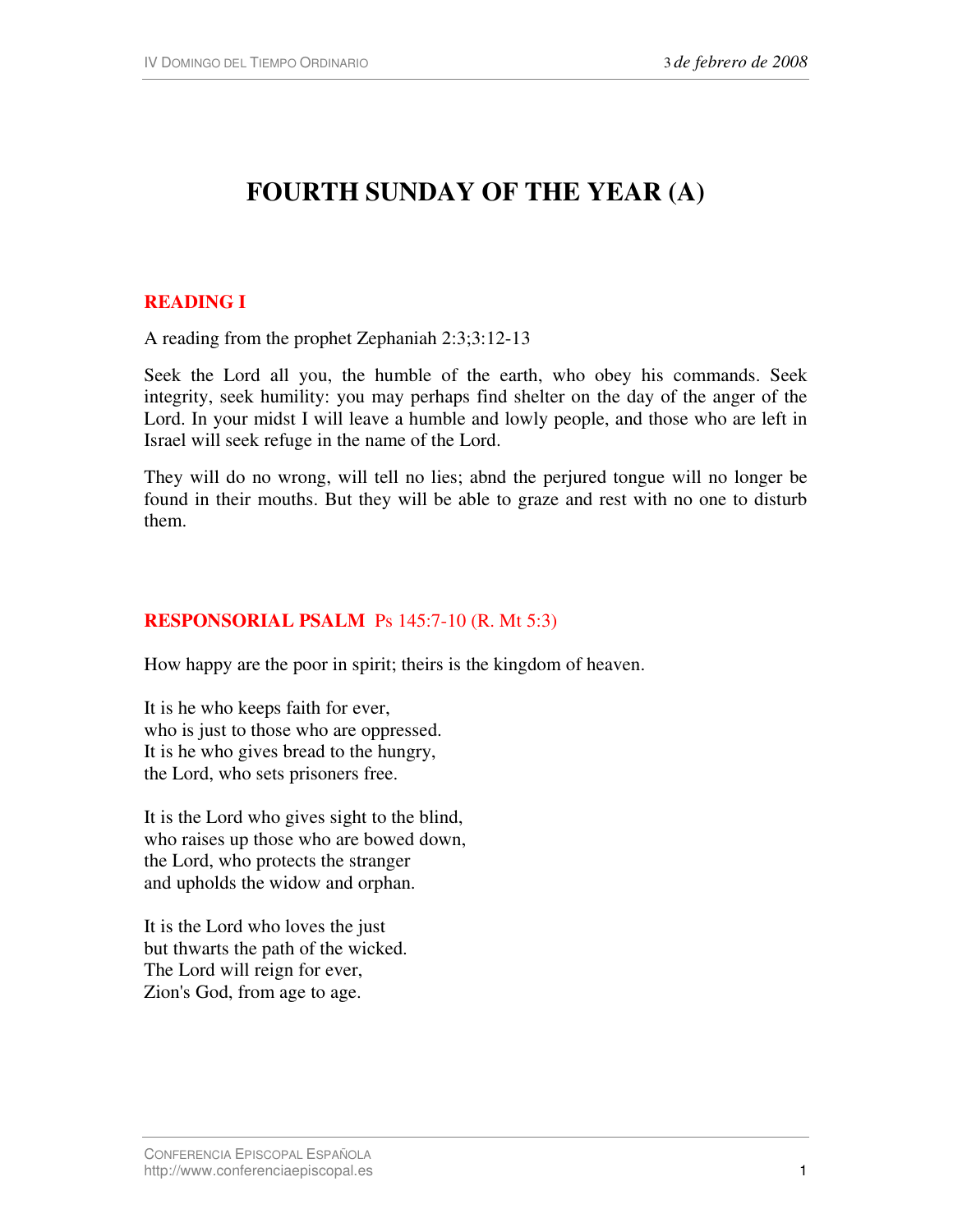# FOURTH SUNDAY OF THE YEAR (A)

## READING I

A reading from the prophet Zephaniah 2:3;3:12-13

Seek the Lord all you, the humble of the earth, who obey his commands. Seek integrity, seek humility: you may perhaps find shelter on the day of the anger of the Lord. In your midst I will leave a humble and lowly people, and those who are left in Israel will seek refuge in the name of the Lord.

They will do no wrong, will tell no lies; abnd the perjured tongue will no longer be found in their mouths. But they will be able to graze and rest with no one to disturb them.

## RESPONSORIAL PSALM Ps 145:7-10 (R. Mt 5:3)

How happy are the poor in spirit; theirs is the kingdom of heaven.

It is he who keeps faith for ever,
who is just to those who are oppressed.
It is he who gives bread to the hungry,
the Lord, who sets prisoners free.

It is the Lord who gives sight to the blind,
who raises up those who are bowed down,
the Lord, who protects the stranger
and upholds the widow and orphan.

It is the Lord who loves the just
but thwarts the path of the wicked.
The Lord will reign for ever,
Zion's God, from age to age.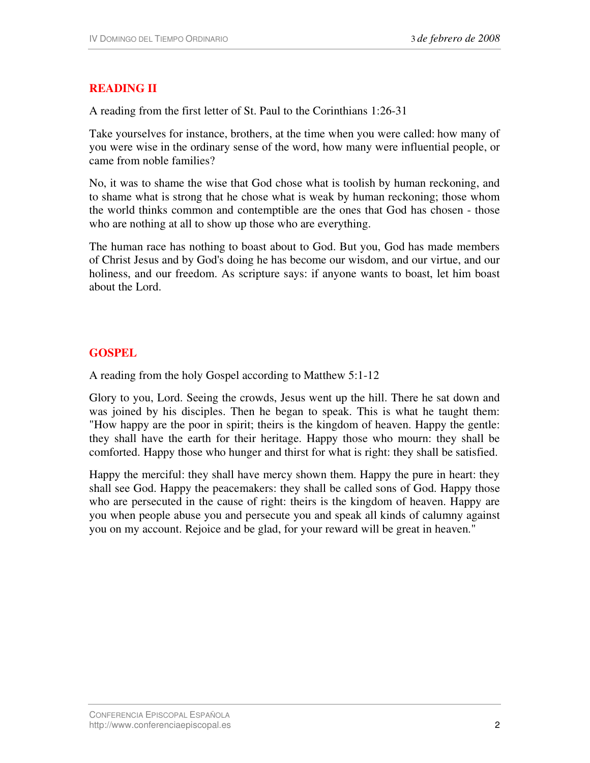## READING II

A reading from the first letter of St. Paul to the Corinthians 1:26-31

Take yourselves for instance, brothers, at the time when you were called: how many of you were wise in the ordinary sense of the word, how many were influential people, or came from noble families?

No, it was to shame the wise that God chose what is toolish by human reckoning, and to shame what is strong that he chose what is weak by human reckoning; those whom the world thinks common and contemptible are the ones that God has chosen - those who are nothing at all to show up those who are everything.

The human race has nothing to boast about to God. But you, God has made members of Christ Jesus and by God's doing he has become our wisdom, and our virtue, and our holiness, and our freedom. As scripture says: if anyone wants to boast, let him boast about the Lord.

## GOSPEL

A reading from the holy Gospel according to Matthew 5:1-12

Glory to you, Lord. Seeing the crowds, Jesus went up the hill. There he sat down and was joined by his disciples. Then he began to speak. This is what he taught them: "How happy are the poor in spirit; theirs is the kingdom of heaven. Happy the gentle: they shall have the earth for their heritage. Happy those who mourn: they shall be comforted. Happy those who hunger and thirst for what is right: they shall be satisfied.

Happy the merciful: they shall have mercy shown them. Happy the pure in heart: they shall see God. Happy the peacemakers: they shall be called sons of God. Happy those who are persecuted in the cause of right: theirs is the kingdom of heaven. Happy are you when people abuse you and persecute you and speak all kinds of calumny against you on my account. Rejoice and be glad, for your reward will be great in heaven."